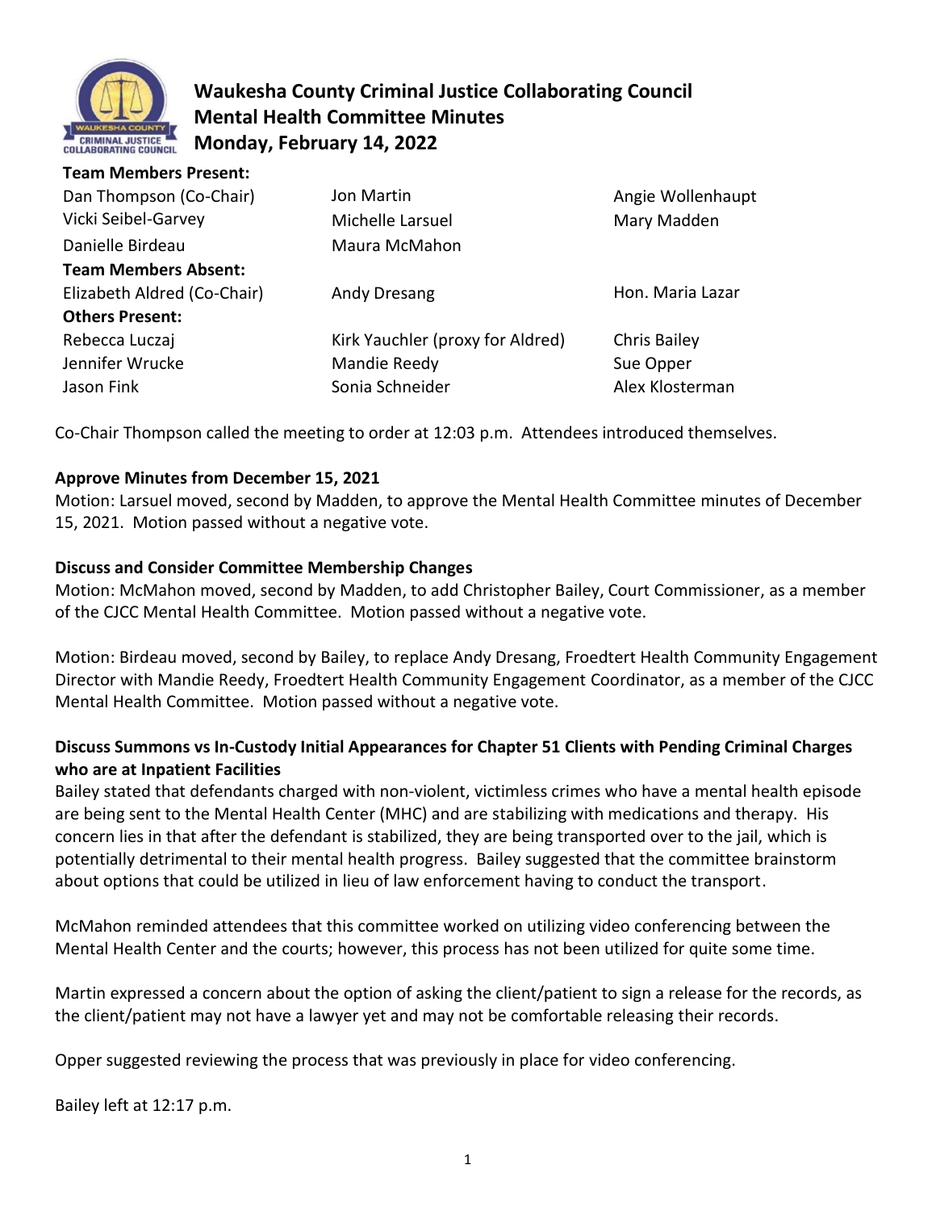# Waukesha County Criminal Justice Collaborating Council
## Mental Health Committee Minutes
## Monday, February 14, 2022

| **Team Members Present:** | | |
|---|---|---|
| Dan Thompson (Co-Chair) | Jon Martin | Angie Wollenhaupt |
| Vicki Seibel-Garvey | Michelle Larsuel | Mary Madden |
| Danielle Birdeau | Maura McMahon | |
| **Team Members Absent:** | | |
| Elizabeth Aldred (Co-Chair) | Andy Dresang | Hon. Maria Lazar |
| **Others Present:** | | |
| Rebecca Luczaj | Kirk Yauchler (proxy for Aldred) | Chris Bailey |
| Jennifer Wrucke | Mandie Reedy | Sue Opper |
| Jason Fink | Sonia Schneider | Alex Klosterman |

Co-Chair Thompson called the meeting to order at 12:03 p.m. Attendees introduced themselves.

**Approve Minutes from December 15, 2021**

Motion: Larsuel moved, second by Madden, to approve the Mental Health Committee minutes of December 15, 2021. Motion passed without a negative vote.

**Discuss and Consider Committee Membership Changes**

Motion: McMahon moved, second by Madden, to add Christopher Bailey, Court Commissioner, as a member of the CJCC Mental Health Committee. Motion passed without a negative vote.

Motion: Birdeau moved, second by Bailey, to replace Andy Dresang, Froedtert Health Community Engagement Director with Mandie Reedy, Froedtert Health Community Engagement Coordinator, as a member of the CJCC Mental Health Committee. Motion passed without a negative vote.

**Discuss Summons vs In-Custody Initial Appearances for Chapter 51 Clients with Pending Criminal Charges who are at Inpatient Facilities**

Bailey stated that defendants charged with non-violent, victimless crimes who have a mental health episode are being sent to the Mental Health Center (MHC) and are stabilizing with medications and therapy. His concern lies in that after the defendant is stabilized, they are being transported over to the jail, which is potentially detrimental to their mental health progress. Bailey suggested that the committee brainstorm about options that could be utilized in lieu of law enforcement having to conduct the transport.

McMahon reminded attendees that this committee worked on utilizing video conferencing between the Mental Health Center and the courts; however, this process has not been utilized for quite some time.

Martin expressed a concern about the option of asking the client/patient to sign a release for the records, as the client/patient may not have a lawyer yet and may not be comfortable releasing their records.

Opper suggested reviewing the process that was previously in place for video conferencing.

Bailey left at 12:17 p.m.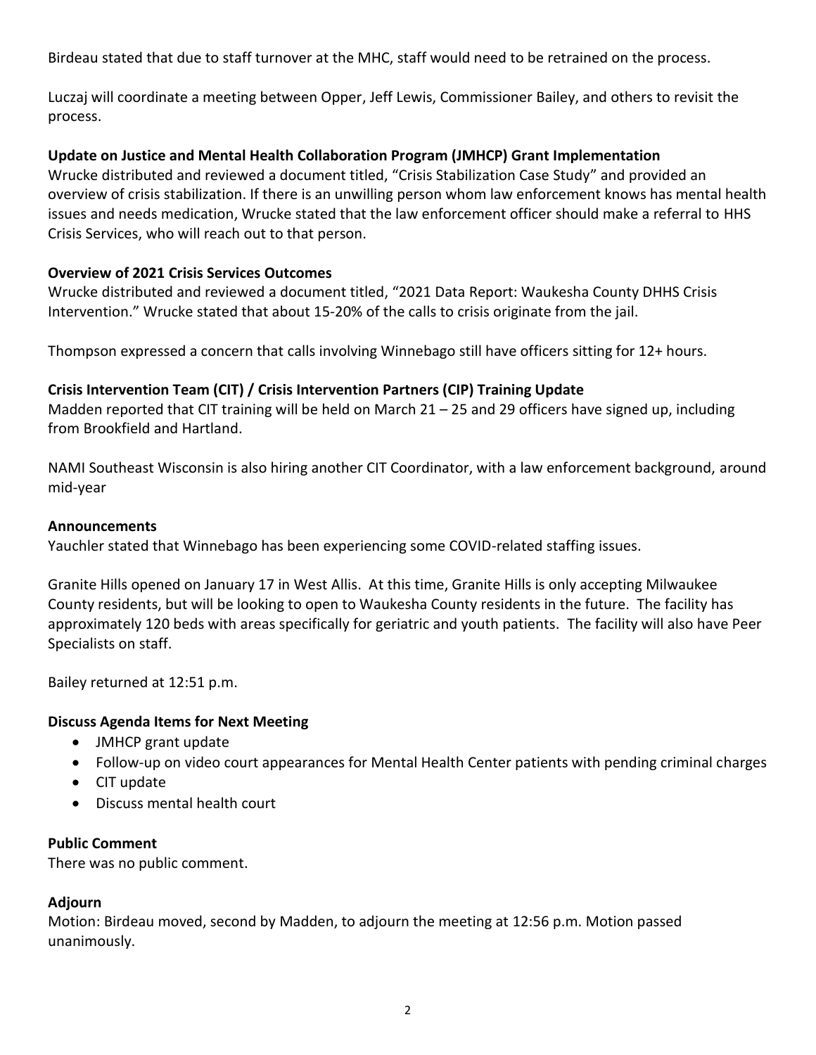Birdeau stated that due to staff turnover at the MHC, staff would need to be retrained on the process.

Luczaj will coordinate a meeting between Opper, Jeff Lewis, Commissioner Bailey, and others to revisit the process.

**Update on Justice and Mental Health Collaboration Program (JMHCP) Grant Implementation**
Wrucke distributed and reviewed a document titled, "Crisis Stabilization Case Study" and provided an overview of crisis stabilization. If there is an unwilling person whom law enforcement knows has mental health issues and needs medication, Wrucke stated that the law enforcement officer should make a referral to HHS Crisis Services, who will reach out to that person.

**Overview of 2021 Crisis Services Outcomes**
Wrucke distributed and reviewed a document titled, "2021 Data Report: Waukesha County DHHS Crisis Intervention." Wrucke stated that about 15-20% of the calls to crisis originate from the jail.

Thompson expressed a concern that calls involving Winnebago still have officers sitting for 12+ hours.

**Crisis Intervention Team (CIT) / Crisis Intervention Partners (CIP) Training Update**
Madden reported that CIT training will be held on March 21 – 25 and 29 officers have signed up, including from Brookfield and Hartland.

NAMI Southeast Wisconsin is also hiring another CIT Coordinator, with a law enforcement background, around mid-year

**Announcements**
Yauchler stated that Winnebago has been experiencing some COVID-related staffing issues.

Granite Hills opened on January 17 in West Allis. At this time, Granite Hills is only accepting Milwaukee County residents, but will be looking to open to Waukesha County residents in the future. The facility has approximately 120 beds with areas specifically for geriatric and youth patients. The facility will also have Peer Specialists on staff.

Bailey returned at 12:51 p.m.

**Discuss Agenda Items for Next Meeting**

- JMHCP grant update
- Follow-up on video court appearances for Mental Health Center patients with pending criminal charges
- CIT update
- Discuss mental health court

**Public Comment**
There was no public comment.

**Adjourn**
Motion: Birdeau moved, second by Madden, to adjourn the meeting at 12:56 p.m. Motion passed unanimously.